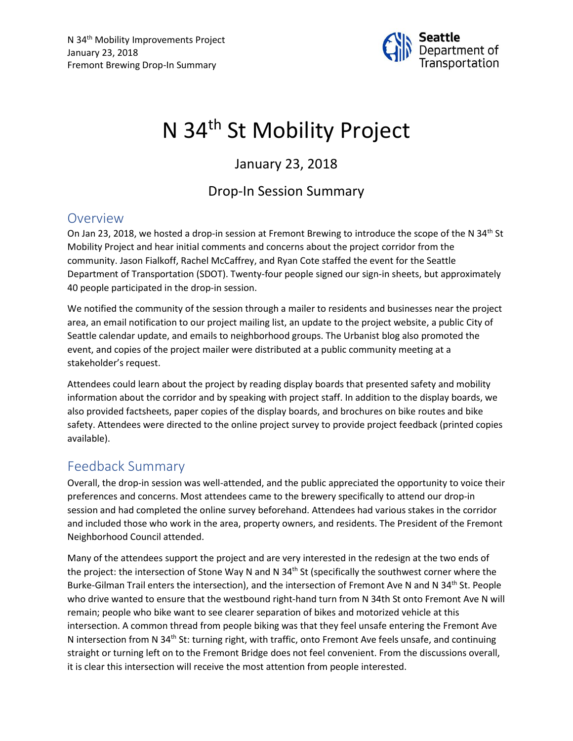# N 34th St Mobility Project

## January 23, 2018

## Drop-In Session Summary

## Overview

On Jan 23, 2018, we hosted a drop-in session at Fremont Brewing to introduce the scope of the N 34th St Mobility Project and hear initial comments and concerns about the project corridor from the community. Jason Fialkoff, Rachel McCaffrey, and Ryan Cote staffed the event for the Seattle Department of Transportation (SDOT). Twenty-four people signed our sign-in sheets, but approximately 40 people participated in the drop-in session.

We notified the community of the session through a mailer to residents and businesses near the project area, an email notification to our project mailing list, an update to the project website, a public City of Seattle calendar update, and emails to neighborhood groups. The Urbanist blog also promoted the event, and copies of the project mailer were distributed at a public community meeting at a stakeholder's request.

Attendees could learn about the project by reading display boards that presented safety and mobility information about the corridor and by speaking with project staff. In addition to the display boards, we also provided factsheets, paper copies of the display boards, and brochures on bike routes and bike safety. Attendees were directed to the online project survey to provide project feedback (printed copies available).

## Feedback Summary

Overall, the drop-in session was well-attended, and the public appreciated the opportunity to voice their preferences and concerns. Most attendees came to the brewery specifically to attend our drop-in session and had completed the online survey beforehand. Attendees had various stakes in the corridor and included those who work in the area, property owners, and residents. The President of the Fremont Neighborhood Council attended.

Many of the attendees support the project and are very interested in the redesign at the two ends of the project: the intersection of Stone Way N and N 34th St (specifically the southwest corner where the Burke-Gilman Trail enters the intersection), and the intersection of Fremont Ave N and N 34th St. People who drive wanted to ensure that the westbound right-hand turn from N 34th St onto Fremont Ave N will remain; people who bike want to see clearer separation of bikes and motorized vehicle at this intersection. A common thread from people biking was that they feel unsafe entering the Fremont Ave N intersection from N 34th St: turning right, with traffic, onto Fremont Ave feels unsafe, and continuing straight or turning left on to the Fremont Bridge does not feel convenient. From the discussions overall, it is clear this intersection will receive the most attention from people interested.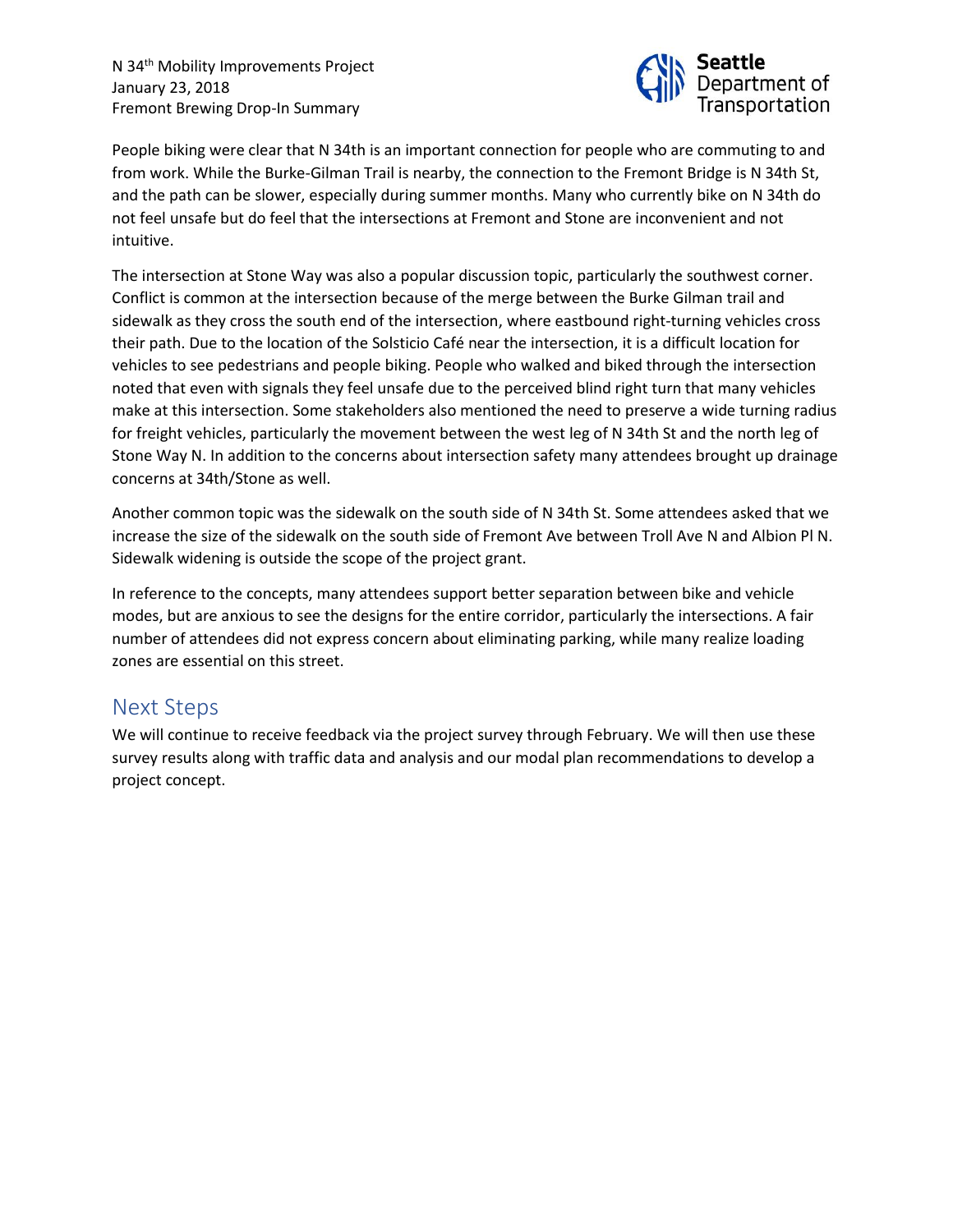People biking were clear that N 34th is an important connection for people who are commuting to and from work. While the Burke-Gilman Trail is nearby, the connection to the Fremont Bridge is N 34th St, and the path can be slower, especially during summer months. Many who currently bike on N 34th do not feel unsafe but do feel that the intersections at Fremont and Stone are inconvenient and not intuitive.

The intersection at Stone Way was also a popular discussion topic, particularly the southwest corner. Conflict is common at the intersection because of the merge between the Burke Gilman trail and sidewalk as they cross the south end of the intersection, where eastbound right-turning vehicles cross their path. Due to the location of the Solsticio Café near the intersection, it is a difficult location for vehicles to see pedestrians and people biking. People who walked and biked through the intersection noted that even with signals they feel unsafe due to the perceived blind right turn that many vehicles make at this intersection. Some stakeholders also mentioned the need to preserve a wide turning radius for freight vehicles, particularly the movement between the west leg of N 34th St and the north leg of Stone Way N. In addition to the concerns about intersection safety many attendees brought up drainage concerns at 34th/Stone as well.

Another common topic was the sidewalk on the south side of N 34th St. Some attendees asked that we increase the size of the sidewalk on the south side of Fremont Ave between Troll Ave N and Albion Pl N. Sidewalk widening is outside the scope of the project grant.

In reference to the concepts, many attendees support better separation between bike and vehicle modes, but are anxious to see the designs for the entire corridor, particularly the intersections. A fair number of attendees did not express concern about eliminating parking, while many realize loading zones are essential on this street.

## Next Steps

We will continue to receive feedback via the project survey through February. We will then use these survey results along with traffic data and analysis and our modal plan recommendations to develop a project concept.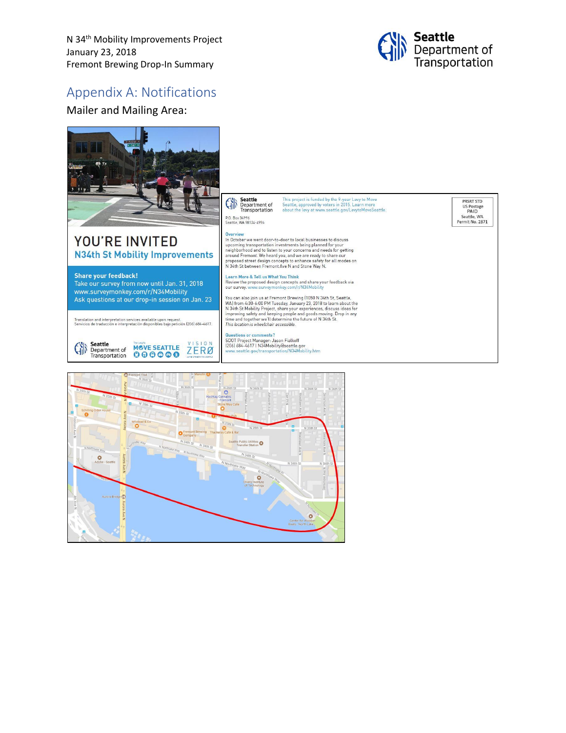# Appendix A: Notifications

## Mailer and Mailing Area:

YOU'RE INVITED

N34th St Mobility Improvements

**Share your feedback!**

Take our survey from now until Jan. 31, 2018

www.surveymonkey.com/r/N34Mobility

Ask questions at our drop-in session on Jan. 23

Translation and interpretation services available upon request.
Servicios de traducción e interpretación disponibles bajo petición (206) 684-4617.

Seattle Department of Transportation | MOVE SEATTLE | VISION ZERO

Seattle Department of Transportation
P.O. Box 34996
Seattle, WA 98124-4996

This project is funded by the 9-year Levy to Move Seattle, approved by voters in 2015. Learn more about the levy at www.seattle.gov/LevytoMoveSeattle.

PRSRT STD
US Postage
PAID
Seattle, WA
Permit No. 2871

**Overview**

In October we went door-to-door to local businesses to discuss upcoming transportation investments being planned for your neighborhood and to listen to your concerns and needs for getting around Fremont. We heard you, and we are ready to share our proposed street design concepts to enhance safety for all modes on N 34th St between Fremont Ave N and Stone Way N.

**Learn More & Tell us What You Think**

Review the proposed design concepts and share your feedback via our survey. www.surveymonkey.com/r/N34Mobility

You can also join us at Fremont Brewing (1050 N 34th St, Seattle, WA) from 4:30-6:00 PM Tuesday, January 23, 2018 to learn about the N 34th St Mobility Project, share your experiences, discuss ideas for improving safety and keeping people and goods moving. Drop in any time and together we'll determine the future of N 34th St.

*This location is wheelchair accessible.*

**Questions or comments?**

SDOT Project Manager: Jason Fialkoff
(206) 684-4617 | N34Mobility@seattle.gov
www.seattle.gov/transportation/N34Mobility.htm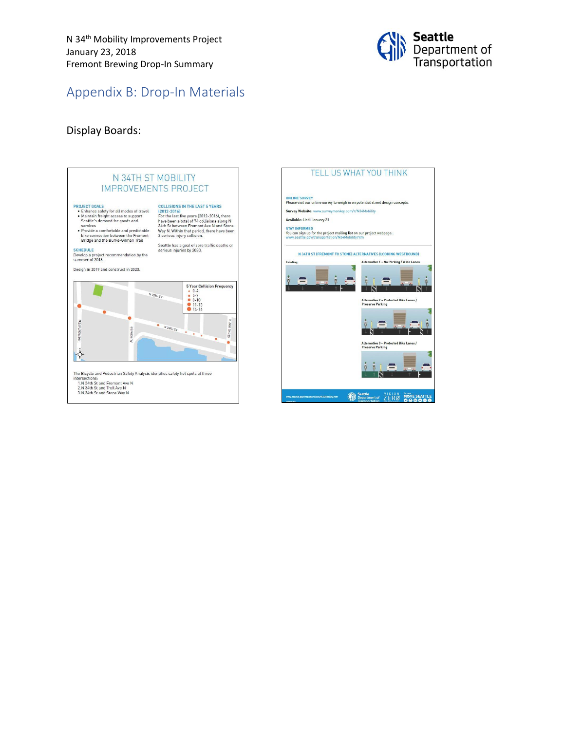# Appendix B: Drop-In Materials

Display Boards:

N 34TH ST MOBILITY IMPROVEMENTS PROJECT

PROJECT GOALS
- Enhance safety for all modes of travel
- Maintain freight access to support Seattle's demand for goods and services
- Provide a comfortable and predictable bike connection between the Fremont Bridge and the Burke-Gilman Trail

SCHEDULE
Develop a project recommendation by the summer of 2018.

Design in 2019 and construct in 2020.

COLLISIONS IN THE LAST 5 YEARS (2012-2016)
For the last five years (2012-2016), there have been a total of 74 collisions along N 34th St between Fremont Ave N and Stone Way N. Within that period, there have been 2 serious injury collision.

Seattle has a goal of zero traffic deaths or serious injuries by 2030.

5 Year Collision Frequency
0-4
5-7
8-10
11-13
14-16

N 35TH ST
N 34TH ST
FREMONT AVE N
AURORA BR
STONE WAY N

The Bicycle and Pedestrian Safety Analysis identifies safety hot spots at three intersections:
1. N 34th St and Fremont Ave N
2. N 34th St and Troll Ave N
3. N 34th St and Stone Way N

TELL US WHAT YOU THINK

ONLINE SURVEY
Please visit our online survey to weigh in on potential street design concepts.

**Survey Website:** www.surveymonkey.com/r/N34Mobility

**Available:** Until January 31

STAY INFORMED
You can sign up for the project mailing list on our project webpage:
www.seattle.gov/transportation/N34Mobility.htm

N 34TH ST (FREMONT TO STONE) ALTERNATIVES (LOOKING WESTBOUND)

Existing

Alternative 1 – No Parking / Wide Lanes

Alternative 2 – Protected Bike Lanes / Preserve Parking

Alternative 3 – Protected Bike Lanes / Preserve Parking

www.seattle.gov/transportation/N34Mobility.htm